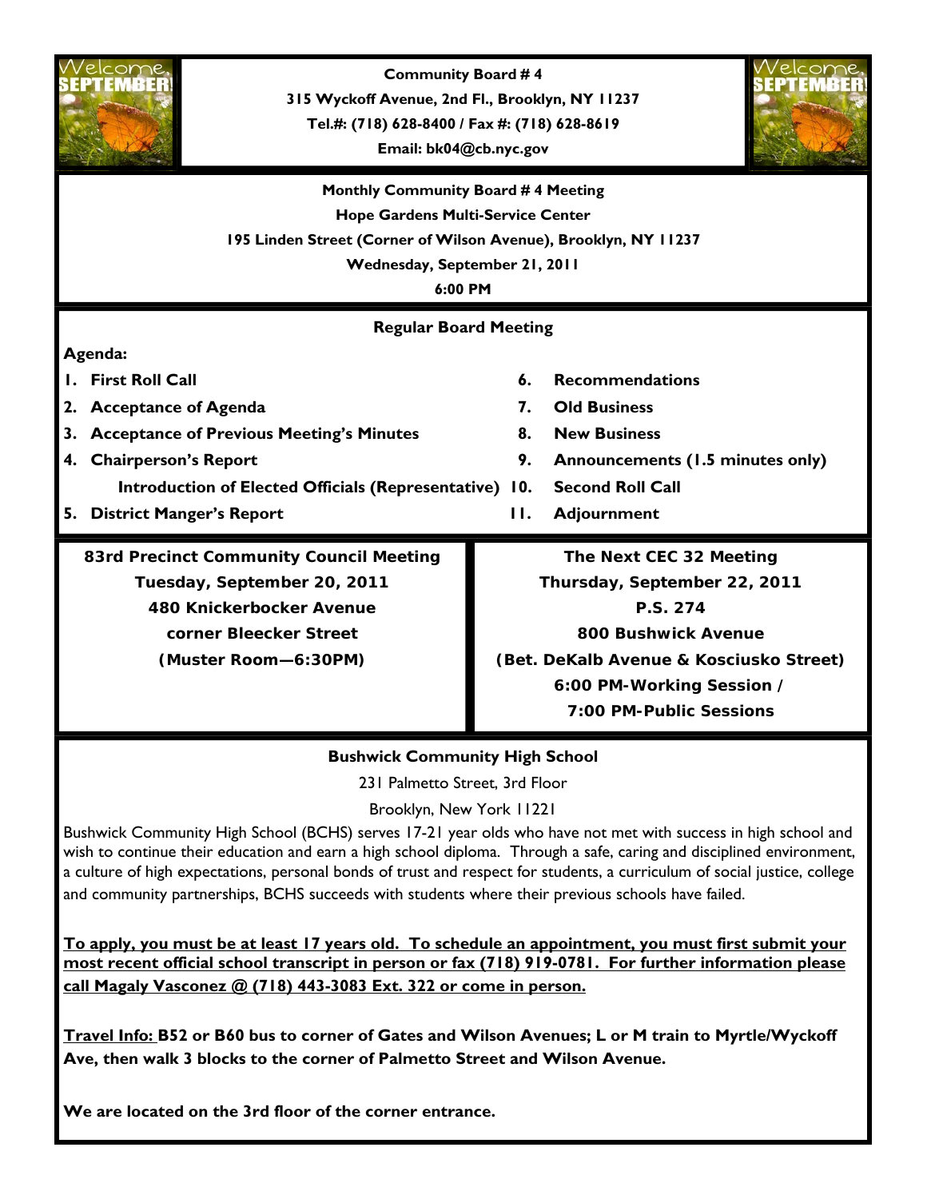**Community Board # 4**

**315 Wyckoff Avenue, 2nd Fl., Brooklyn, NY 11237**

**Tel.#: (718) 628-8400 / Fax #: (718) 628-8619**

**Email: bk04@cb.nyc.gov**

**Monthly Community Board # 4 Meeting**

**Hope Gardens Multi-Service Center**

**195 Linden Street (Corner of Wilson Avenue), Brooklyn, NY 11237**

**Wednesday, September 21, 2011**

**6:00 PM**

## Regular Board Meeting

**Agenda:**

1. **First Roll Call**
2. **Acceptance of Agenda**
3. **Acceptance of Previous Meeting's Minutes**
4. **Chairperson's Report**
   **Introduction of Elected Officials (Representative)**
5. **District Manger's Report**
6. **Recommendations**
7. **Old Business**
8. **New Business**
9. **Announcements (1.5 minutes only)**
10. **Second Roll Call**
11. **Adjournment**

**83rd Precinct Community Council Meeting**
**Tuesday, September 20, 2011**
**480 Knickerbocker Avenue**
**corner Bleecker Street**
**(Muster Room—6:30PM)**

**The Next CEC 32 Meeting**
**Thursday, September 22, 2011**
**P.S. 274**
**800 Bushwick Avenue**
**(Bet. DeKalb Avenue & Kosciusko Street)**
**6:00 PM-Working Session /**
**7:00 PM-Public Sessions**

## Bushwick Community High School

231 Palmetto Street, 3rd Floor

Brooklyn, New York 11221

Bushwick Community High School (BCHS) serves 17-21 year olds who have not met with success in high school and wish to continue their education and earn a high school diploma. Through a safe, caring and disciplined environment, a culture of high expectations, personal bonds of trust and respect for students, a curriculum of social justice, college and community partnerships, BCHS succeeds with students where their previous schools have failed.

**To apply, you must be at least 17 years old. To schedule an appointment, you must first submit your most recent official school transcript in person or fax (718) 919-0781. For further information please call Magaly Vasconez @ (718) 443-3083 Ext. 322 or come in person.**

**Travel Info: B52 or B60 bus to corner of Gates and Wilson Avenues; L or M train to Myrtle/Wyckoff Ave, then walk 3 blocks to the corner of Palmetto Street and Wilson Avenue.**

**We are located on the 3rd floor of the corner entrance.**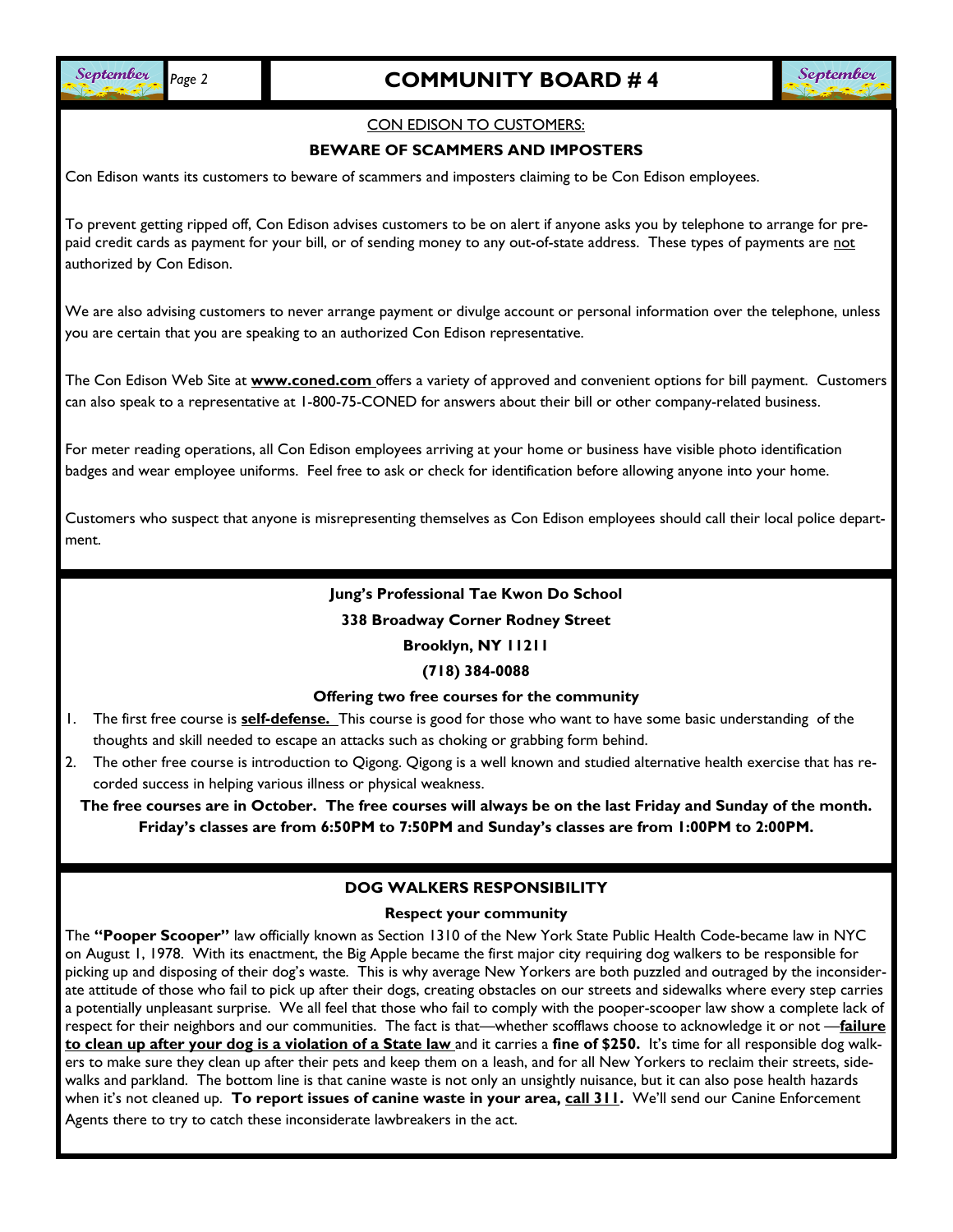CON EDISON TO CUSTOMERS:

## BEWARE OF SCAMMERS AND IMPOSTERS

Con Edison wants its customers to beware of scammers and imposters claiming to be Con Edison employees.

To prevent getting ripped off, Con Edison advises customers to be on alert if anyone asks you by telephone to arrange for pre-paid credit cards as payment for your bill, or of sending money to any out-of-state address. These types of payments are not authorized by Con Edison.

We are also advising customers to never arrange payment or divulge account or personal information over the telephone, unless you are certain that you are speaking to an authorized Con Edison representative.

The Con Edison Web Site at **www.coned.com** offers a variety of approved and convenient options for bill payment. Customers can also speak to a representative at 1-800-75-CONED for answers about their bill or other company-related business.

For meter reading operations, all Con Edison employees arriving at your home or business have visible photo identification badges and wear employee uniforms. Feel free to ask or check for identification before allowing anyone into your home.

Customers who suspect that anyone is misrepresenting themselves as Con Edison employees should call their local police department.

**Jung's Professional Tae Kwon Do School**

**338 Broadway Corner Rodney Street**

**Brooklyn, NY 11211**

**(718) 384-0088**

**Offering two free courses for the community**

1. The first free course is **self-defense.** This course is good for those who want to have some basic understanding of the thoughts and skill needed to escape an attacks such as choking or grabbing form behind.
2. The other free course is introduction to Qigong. Qigong is a well known and studied alternative health exercise that has recorded success in helping various illness or physical weakness.

**The free courses are in October. The free courses will always be on the last Friday and Sunday of the month. Friday's classes are from 6:50PM to 7:50PM and Sunday's classes are from 1:00PM to 2:00PM.**

## DOG WALKERS RESPONSIBILITY

**Respect your community**

The **"Pooper Scooper"** law officially known as Section 1310 of the New York State Public Health Code-became law in NYC on August 1, 1978. With its enactment, the Big Apple became the first major city requiring dog walkers to be responsible for picking up and disposing of their dog's waste. This is why average New Yorkers are both puzzled and outraged by the inconsiderate attitude of those who fail to pick up after their dogs, creating obstacles on our streets and sidewalks where every step carries a potentially unpleasant surprise. We all feel that those who fail to comply with the pooper-scooper law show a complete lack of respect for their neighbors and our communities. The fact is that—whether scofflaws choose to acknowledge it or not —**failure to clean up after your dog is a violation of a State law** and it carries a **fine of $250.** It's time for all responsible dog walkers to make sure they clean up after their pets and keep them on a leash, and for all New Yorkers to reclaim their streets, sidewalks and parkland. The bottom line is that canine waste is not only an unsightly nuisance, but it can also pose health hazards when it's not cleaned up. **To report issues of canine waste in your area, call 311.** We'll send our Canine Enforcement Agents there to try to catch these inconsiderate lawbreakers in the act.